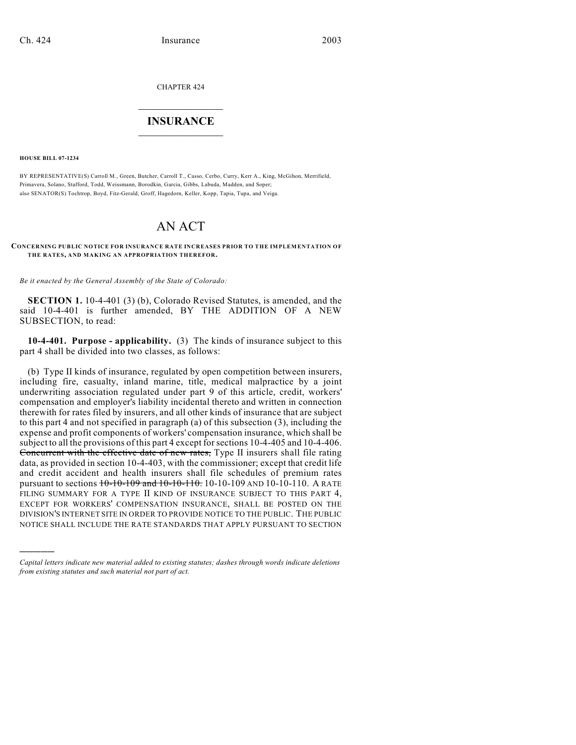CHAPTER 424

# INSURANCE

**HOUSE BILL 07-1234**

BY REPRESENTATIVE(S) Carroll M., Green, Butcher, Carroll T., Casso, Cerbo, Curry, Kerr A., King, McGihon, Merrifield, Primavera, Solano, Stafford, Todd, Weissmann, Borodkin, Garcia, Gibbs, Labuda, Madden, and Soper; also SENATOR(S) Tochtrop, Boyd, Fitz-Gerald, Groff, Hagedorn, Keller, Kopp, Tapia, Tupa, and Veiga.

# AN ACT

**CONCERNING PUBLIC NOTICE FOR INSURANCE RATE INCREASES PRIOR TO THE IMPLEMENTATION OF THE RATES, AND MAKING AN APPROPRIATION THEREFOR.**

*Be it enacted by the General Assembly of the State of Colorado:*

**SECTION 1.** 10-4-401 (3) (b), Colorado Revised Statutes, is amended, and the said 10-4-401 is further amended, BY THE ADDITION OF A NEW SUBSECTION, to read:

**10-4-401. Purpose - applicability.** (3) The kinds of insurance subject to this part 4 shall be divided into two classes, as follows:

(b) Type II kinds of insurance, regulated by open competition between insurers, including fire, casualty, inland marine, title, medical malpractice by a joint underwriting association regulated under part 9 of this article, credit, workers' compensation and employer's liability incidental thereto and written in connection therewith for rates filed by insurers, and all other kinds of insurance that are subject to this part 4 and not specified in paragraph (a) of this subsection (3), including the expense and profit components of workers' compensation insurance, which shall be subject to all the provisions of this part 4 except for sections 10-4-405 and 10-4-406. ~~Concurrent with the effective date of new rates,~~ Type II insurers shall file rating data, as provided in section 10-4-403, with the commissioner; except that credit life and credit accident and health insurers shall file schedules of premium rates pursuant to sections ~~10-10-109 and 10-10-110.~~ 10-10-109 AND 10-10-110. A RATE FILING SUMMARY FOR A TYPE II KIND OF INSURANCE SUBJECT TO THIS PART 4, EXCEPT FOR WORKERS' COMPENSATION INSURANCE, SHALL BE POSTED ON THE DIVISION'S INTERNET SITE IN ORDER TO PROVIDE NOTICE TO THE PUBLIC. THE PUBLIC NOTICE SHALL INCLUDE THE RATE STANDARDS THAT APPLY PURSUANT TO SECTION

*Capital letters indicate new material added to existing statutes; dashes through words indicate deletions from existing statutes and such material not part of act.*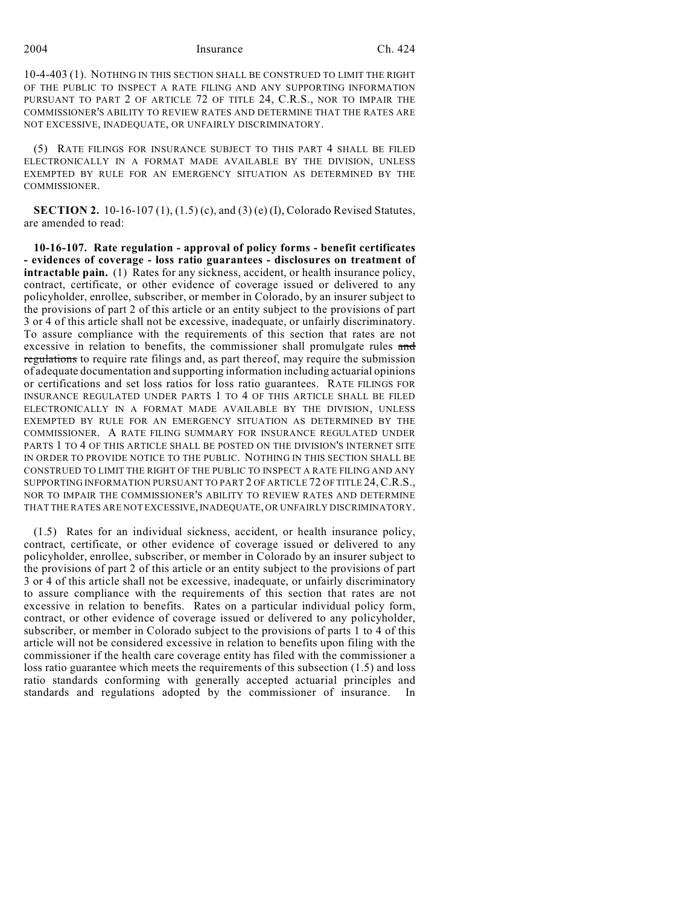10-4-403 (1). NOTHING IN THIS SECTION SHALL BE CONSTRUED TO LIMIT THE RIGHT OF THE PUBLIC TO INSPECT A RATE FILING AND ANY SUPPORTING INFORMATION PURSUANT TO PART 2 OF ARTICLE 72 OF TITLE 24, C.R.S., NOR TO IMPAIR THE COMMISSIONER'S ABILITY TO REVIEW RATES AND DETERMINE THAT THE RATES ARE NOT EXCESSIVE, INADEQUATE, OR UNFAIRLY DISCRIMINATORY.

(5) RATE FILINGS FOR INSURANCE SUBJECT TO THIS PART 4 SHALL BE FILED ELECTRONICALLY IN A FORMAT MADE AVAILABLE BY THE DIVISION, UNLESS EXEMPTED BY RULE FOR AN EMERGENCY SITUATION AS DETERMINED BY THE COMMISSIONER.

**SECTION 2.** 10-16-107 (1), (1.5) (c), and (3) (e) (I), Colorado Revised Statutes, are amended to read:

**10-16-107. Rate regulation - approval of policy forms - benefit certificates - evidences of coverage - loss ratio guarantees - disclosures on treatment of intractable pain.** (1) Rates for any sickness, accident, or health insurance policy, contract, certificate, or other evidence of coverage issued or delivered to any policyholder, enrollee, subscriber, or member in Colorado, by an insurer subject to the provisions of part 2 of this article or an entity subject to the provisions of part 3 or 4 of this article shall not be excessive, inadequate, or unfairly discriminatory. To assure compliance with the requirements of this section that rates are not excessive in relation to benefits, the commissioner shall promulgate rules ~~and regulations~~ to require rate filings and, as part thereof, may require the submission of adequate documentation and supporting information including actuarial opinions or certifications and set loss ratios for loss ratio guarantees. RATE FILINGS FOR INSURANCE REGULATED UNDER PARTS 1 TO 4 OF THIS ARTICLE SHALL BE FILED ELECTRONICALLY IN A FORMAT MADE AVAILABLE BY THE DIVISION, UNLESS EXEMPTED BY RULE FOR AN EMERGENCY SITUATION AS DETERMINED BY THE COMMISSIONER. A RATE FILING SUMMARY FOR INSURANCE REGULATED UNDER PARTS 1 TO 4 OF THIS ARTICLE SHALL BE POSTED ON THE DIVISION'S INTERNET SITE IN ORDER TO PROVIDE NOTICE TO THE PUBLIC. NOTHING IN THIS SECTION SHALL BE CONSTRUED TO LIMIT THE RIGHT OF THE PUBLIC TO INSPECT A RATE FILING AND ANY SUPPORTING INFORMATION PURSUANT TO PART 2 OF ARTICLE 72 OF TITLE 24, C.R.S., NOR TO IMPAIR THE COMMISSIONER'S ABILITY TO REVIEW RATES AND DETERMINE THAT THE RATES ARE NOT EXCESSIVE, INADEQUATE, OR UNFAIRLY DISCRIMINATORY.

(1.5) Rates for an individual sickness, accident, or health insurance policy, contract, certificate, or other evidence of coverage issued or delivered to any policyholder, enrollee, subscriber, or member in Colorado by an insurer subject to the provisions of part 2 of this article or an entity subject to the provisions of part 3 or 4 of this article shall not be excessive, inadequate, or unfairly discriminatory to assure compliance with the requirements of this section that rates are not excessive in relation to benefits. Rates on a particular individual policy form, contract, or other evidence of coverage issued or delivered to any policyholder, subscriber, or member in Colorado subject to the provisions of parts 1 to 4 of this article will not be considered excessive in relation to benefits upon filing with the commissioner if the health care coverage entity has filed with the commissioner a loss ratio guarantee which meets the requirements of this subsection (1.5) and loss ratio standards conforming with generally accepted actuarial principles and standards and regulations adopted by the commissioner of insurance. In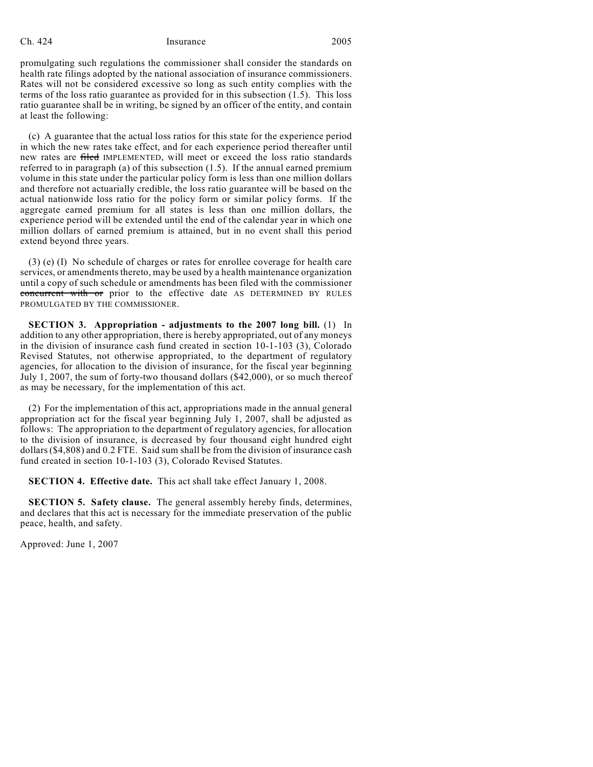promulgating such regulations the commissioner shall consider the standards on health rate filings adopted by the national association of insurance commissioners. Rates will not be considered excessive so long as such entity complies with the terms of the loss ratio guarantee as provided for in this subsection (1.5). This loss ratio guarantee shall be in writing, be signed by an officer of the entity, and contain at least the following:

(c) A guarantee that the actual loss ratios for this state for the experience period in which the new rates take effect, and for each experience period thereafter until new rates are ~~filed~~ IMPLEMENTED, will meet or exceed the loss ratio standards referred to in paragraph (a) of this subsection (1.5). If the annual earned premium volume in this state under the particular policy form is less than one million dollars and therefore not actuarially credible, the loss ratio guarantee will be based on the actual nationwide loss ratio for the policy form or similar policy forms. If the aggregate earned premium for all states is less than one million dollars, the experience period will be extended until the end of the calendar year in which one million dollars of earned premium is attained, but in no event shall this period extend beyond three years.

(3) (e) (I) No schedule of charges or rates for enrollee coverage for health care services, or amendments thereto, may be used by a health maintenance organization until a copy of such schedule or amendments has been filed with the commissioner ~~concurrent with or~~ prior to the effective date AS DETERMINED BY RULES PROMULGATED BY THE COMMISSIONER.

**SECTION 3. Appropriation - adjustments to the 2007 long bill.** (1) In addition to any other appropriation, there is hereby appropriated, out of any moneys in the division of insurance cash fund created in section 10-1-103 (3), Colorado Revised Statutes, not otherwise appropriated, to the department of regulatory agencies, for allocation to the division of insurance, for the fiscal year beginning July 1, 2007, the sum of forty-two thousand dollars ($42,000), or so much thereof as may be necessary, for the implementation of this act.

(2) For the implementation of this act, appropriations made in the annual general appropriation act for the fiscal year beginning July 1, 2007, shall be adjusted as follows: The appropriation to the department of regulatory agencies, for allocation to the division of insurance, is decreased by four thousand eight hundred eight dollars ($4,808) and 0.2 FTE. Said sum shall be from the division of insurance cash fund created in section 10-1-103 (3), Colorado Revised Statutes.

**SECTION 4. Effective date.** This act shall take effect January 1, 2008.

**SECTION 5. Safety clause.** The general assembly hereby finds, determines, and declares that this act is necessary for the immediate preservation of the public peace, health, and safety.

Approved: June 1, 2007